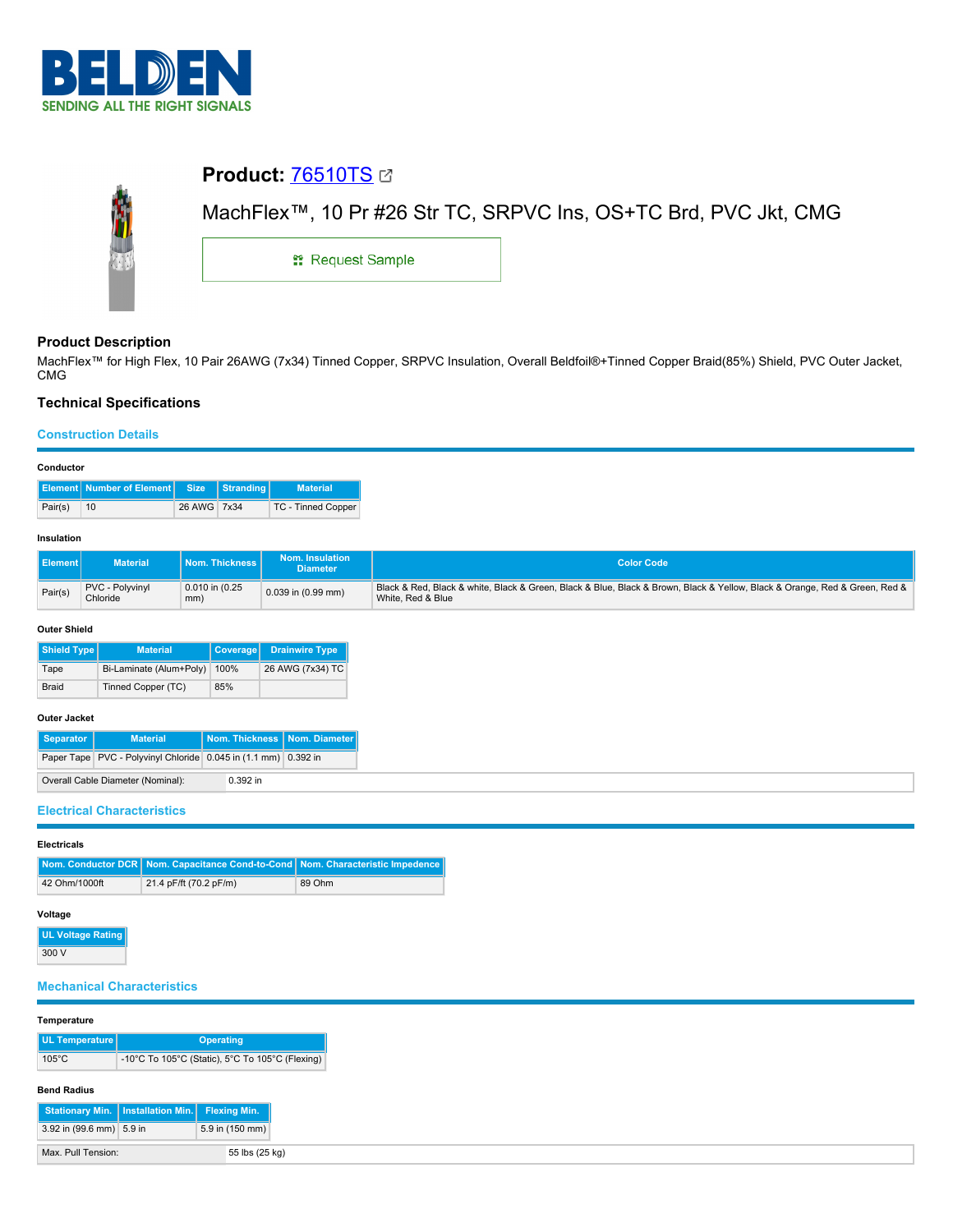BELDEN
SENDING ALL THE RIGHT SIGNALS

# Product: 76510TS

MachFlex™, 10 Pr #26 Str TC, SRPVC Ins, OS+TC Brd, PVC Jkt, CMG

Request Sample

## Product Description

MachFlex™ for High Flex, 10 Pair 26AWG (7x34) Tinned Copper, SRPVC Insulation, Overall Beldfoil®+Tinned Copper Braid(85%) Shield, PVC Outer Jacket, CMG

## Technical Specifications

### Construction Details

#### Conductor

| Element | Number of Element | Size | Stranding | Material |
|---|---|---|---|---|
| Pair(s) | 10 | 26 AWG | 7x34 | TC - Tinned Copper |

#### Insulation

| Element | Material | Nom. Thickness | Nom. Insulation Diameter | Color Code |
|---|---|---|---|---|
| Pair(s) | PVC - Polyvinyl Chloride | 0.010 in (0.25 mm) | 0.039 in (0.99 mm) | Black & Red, Black & white, Black & Green, Black & Blue, Black & Brown, Black & Yellow, Black & Orange, Red & Green, Red & White, Red & Blue |

#### Outer Shield

| Shield Type | Material | Coverage | Drainwire Type |
|---|---|---|---|
| Tape | Bi-Laminate (Alum+Poly) | 100% | 26 AWG (7x34) TC |
| Braid | Tinned Copper (TC) | 85% | |

#### Outer Jacket

| Separator | Material | Nom. Thickness | Nom. Diameter |
|---|---|---|---|
| Paper Tape | PVC - Polyvinyl Chloride | 0.045 in (1.1 mm) | 0.392 in |

| | |
|---|---|
| Overall Cable Diameter (Nominal): | 0.392 in |

### Electrical Characteristics

#### Electricals

| Nom. Conductor DCR | Nom. Capacitance Cond-to-Cond | Nom. Characteristic Impedence |
|---|---|---|
| 42 Ohm/1000ft | 21.4 pF/ft (70.2 pF/m) | 89 Ohm |

#### Voltage

| UL Voltage Rating |
|---|
| 300 V |

### Mechanical Characteristics

#### Temperature

| UL Temperature | Operating |
|---|---|
| 105°C | -10°C To 105°C (Static), 5°C To 105°C (Flexing) |

#### Bend Radius

| Stationary Min. | Installation Min. | Flexing Min. |
|---|---|---|
| 3.92 in (99.6 mm) | 5.9 in | 5.9 in (150 mm) |

| | |
|---|---|
| Max. Pull Tension: | 55 lbs (25 kg) |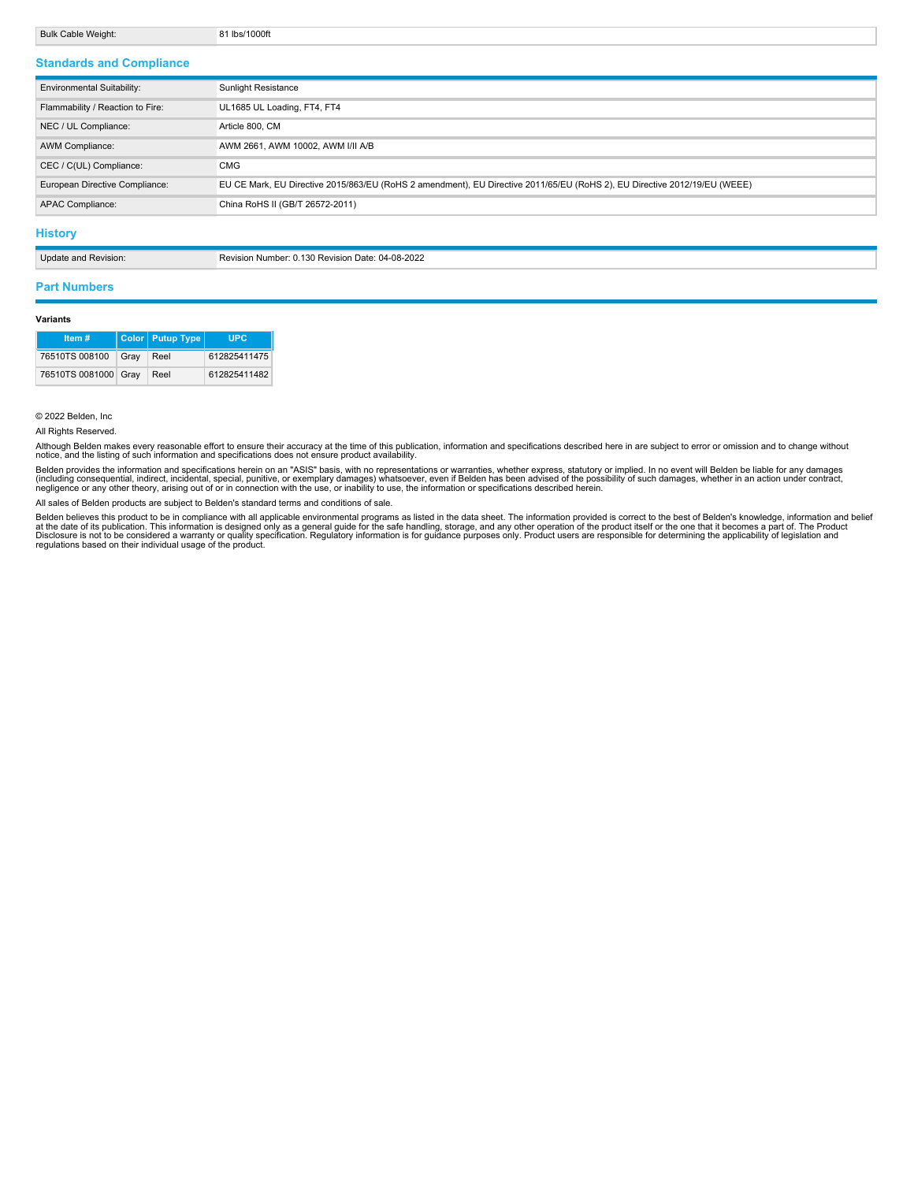| | |
|---|---|
| Bulk Cable Weight: | 81 lbs/1000ft |

## Standards and Compliance

| | |
|---|---|
| Environmental Suitability: | Sunlight Resistance |
| Flammability / Reaction to Fire: | UL1685 UL Loading, FT4, FT4 |
| NEC / UL Compliance: | Article 800, CM |
| AWM Compliance: | AWM 2661, AWM 10002, AWM I/II A/B |
| CEC / C(UL) Compliance: | CMG |
| European Directive Compliance: | EU CE Mark, EU Directive 2015/863/EU (RoHS 2 amendment), EU Directive 2011/65/EU (RoHS 2), EU Directive 2012/19/EU (WEEE) |
| APAC Compliance: | China RoHS II (GB/T 26572-2011) |

## History

| | |
|---|---|
| Update and Revision: | Revision Number: 0.130 Revision Date: 04-08-2022 |

## Part Numbers

**Variants**

| Item # | Color | Putup Type | UPC |
|---|---|---|---|
| 76510TS 008100 | Gray | Reel | 612825411475 |
| 76510TS 0081000 | Gray | Reel | 612825411482 |

© 2022 Belden, Inc

All Rights Reserved.

Although Belden makes every reasonable effort to ensure their accuracy at the time of this publication, information and specifications described here in are subject to error or omission and to change without notice, and the listing of such information and specifications does not ensure product availability.

Belden provides the information and specifications herein on an "ASIS" basis, with no representations or warranties, whether express, statutory or implied. In no event will Belden be liable for any damages (including consequential, indirect, incidental, special, punitive, or exemplary damages) whatsoever, even if Belden has been advised of the possibility of such damages, whether in an action under contract, negligence or any other theory, arising out of or in connection with the use, or inability to use, the information or specifications described herein.

All sales of Belden products are subject to Belden's standard terms and conditions of sale.

Belden believes this product to be in compliance with all applicable environmental programs as listed in the data sheet. The information provided is correct to the best of Belden's knowledge, information and belief at the date of its publication. This information is designed only as a general guide for the safe handling, storage, and any other operation of the product itself or the one that it becomes a part of. The Product Disclosure is not to be considered a warranty or quality specification. Regulatory information is for guidance purposes only. Product users are responsible for determining the applicability of legislation and regulations based on their individual usage of the product.